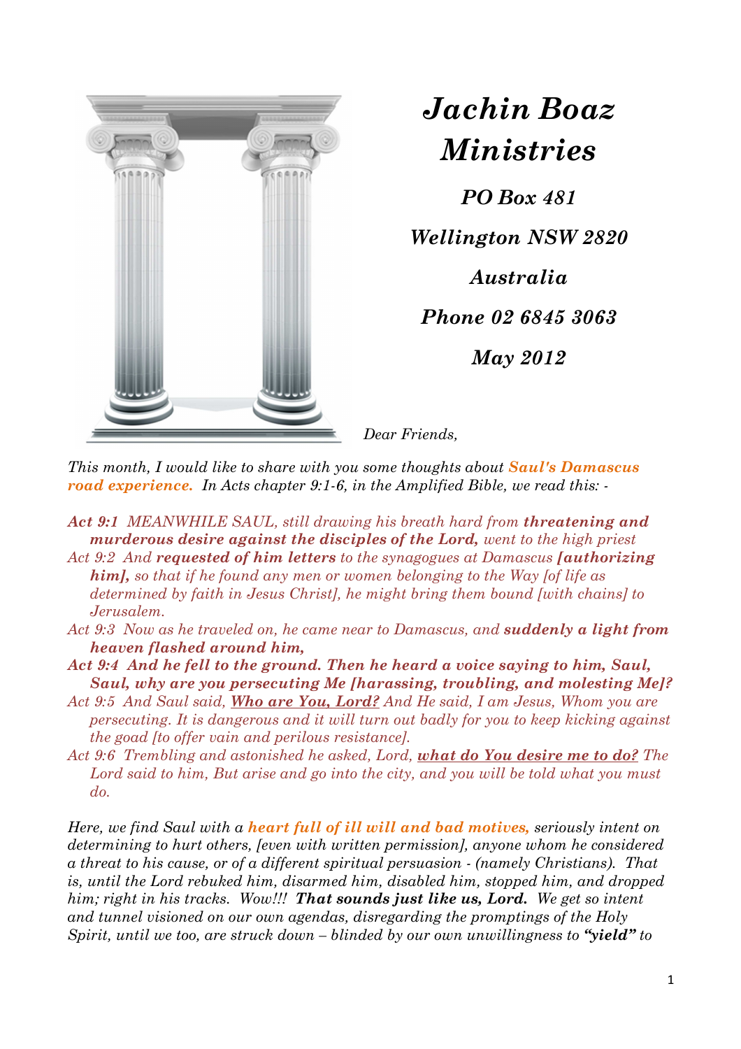# *Jachin Boaz Ministries*

***PO Box 481***

***Wellington NSW 2820***

***Australia***

***Phone 02 6845 3063***

***May 2012***

*Dear Friends,*

*This month, I would like to share with you some thoughts about **Saul's Damascus road experience.** In Acts chapter 9:1-6, in the Amplified Bible, we read this: -*

*Act 9:1 MEANWHILE SAUL, still drawing his breath hard from **threatening and murderous desire against the disciples of the Lord,** went to the high priest*

*Act 9:2 And **requested of him letters** to the synagogues at Damascus **[authorizing him],** so that if he found any men or women belonging to the Way [of life as determined by faith in Jesus Christ], he might bring them bound [with chains] to Jerusalem.*

*Act 9:3 Now as he traveled on, he came near to Damascus, and **suddenly a light from heaven flashed around him,***

***Act 9:4 And he fell to the ground. Then he heard a voice saying to him, Saul, Saul, why are you persecuting Me [harassing, troubling, and molesting Me]?***

*Act 9:5 And Saul said, **<u>Who are You, Lord?</u>** And He said, I am Jesus, Whom you are persecuting. It is dangerous and it will turn out badly for you to keep kicking against the goad [to offer vain and perilous resistance].*

*Act 9:6 Trembling and astonished he asked, Lord, **<u>what do You desire me to do?</u>** The Lord said to him, But arise and go into the city, and you will be told what you must do.*

*Here, we find Saul with a **heart full of ill will and bad motives,** seriously intent on determining to hurt others, [even with written permission], anyone whom he considered a threat to his cause, or of a different spiritual persuasion - (namely Christians). That is, until the Lord rebuked him, disarmed him, disabled him, stopped him, and dropped him; right in his tracks. Wow!!! **That sounds just like us, Lord.** We get so intent and tunnel visioned on our own agendas, disregarding the promptings of the Holy Spirit, until we too, are struck down – blinded by our own unwillingness to **"yield"** to*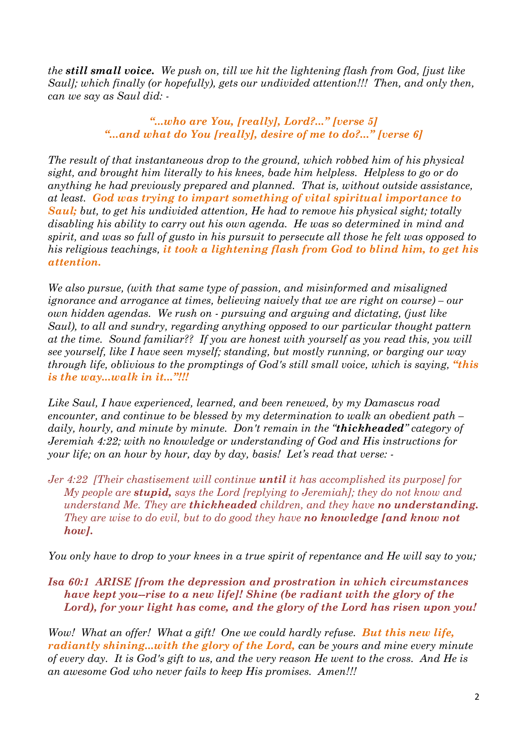*the **still small voice.** We push on, till we hit the lightening flash from God, [just like Saul]; which finally (or hopefully), gets our undivided attention!!! Then, and only then, can we say as Saul did: -*

> ***"…who are You, [really], Lord?..." [verse 5]***
> ***"…and what do You [really], desire of me to do?..." [verse 6]***

*The result of that instantaneous drop to the ground, which robbed him of his physical sight, and brought him literally to his knees, bade him helpless. Helpless to go or do anything he had previously prepared and planned. That is, without outside assistance, at least. **God was trying to impart something of vital spiritual importance to Saul;** but, to get his undivided attention, He had to remove his physical sight; totally disabling his ability to carry out his own agenda. He was so determined in mind and spirit, and was so full of gusto in his pursuit to persecute all those he felt was opposed to his religious teachings, **it took a lightening flash from God to blind him, to get his attention.***

*We also pursue, (with that same type of passion, and misinformed and misaligned ignorance and arrogance at times, believing naively that we are right on course) – our own hidden agendas. We rush on - pursuing and arguing and dictating, (just like Saul), to all and sundry, regarding anything opposed to our particular thought pattern at the time. Sound familiar?? If you are honest with yourself as you read this, you will see yourself, like I have seen myself; standing, but mostly running, or barging our way through life, oblivious to the promptings of God's still small voice, which is saying, **"this is the way…walk in it…"!!!***

*Like Saul, I have experienced, learned, and been renewed, by my Damascus road encounter, and continue to be blessed by my determination to walk an obedient path – daily, hourly, and minute by minute. Don't remain in the "**thickheaded**" category of Jeremiah 4:22; with no knowledge or understanding of God and His instructions for your life; on an hour by hour, day by day, basis! Let's read that verse: -*

> *Jer 4:22 [Their chastisement will continue **until** it has accomplished its purpose] for My people are **stupid,** says the Lord [replying to Jeremiah]; they do not know and understand Me. They are **thickheaded** children, and they have **no understanding.** They are wise to do evil, but to do good they have **no knowledge [and know not how].***

*You only have to drop to your knees in a true spirit of repentance and He will say to you;*

> ***Isa 60:1 ARISE [from the depression and prostration in which circumstances have kept you--rise to a new life]! Shine (be radiant with the glory of the Lord), for your light has come, and the glory of the Lord has risen upon you!***

*Wow! What an offer! What a gift! One we could hardly refuse. **But this new life, radiantly shining…with the glory of the Lord,** can be yours and mine every minute of every day. It is God's gift to us, and the very reason He went to the cross. And He is an awesome God who never fails to keep His promises. Amen!!!*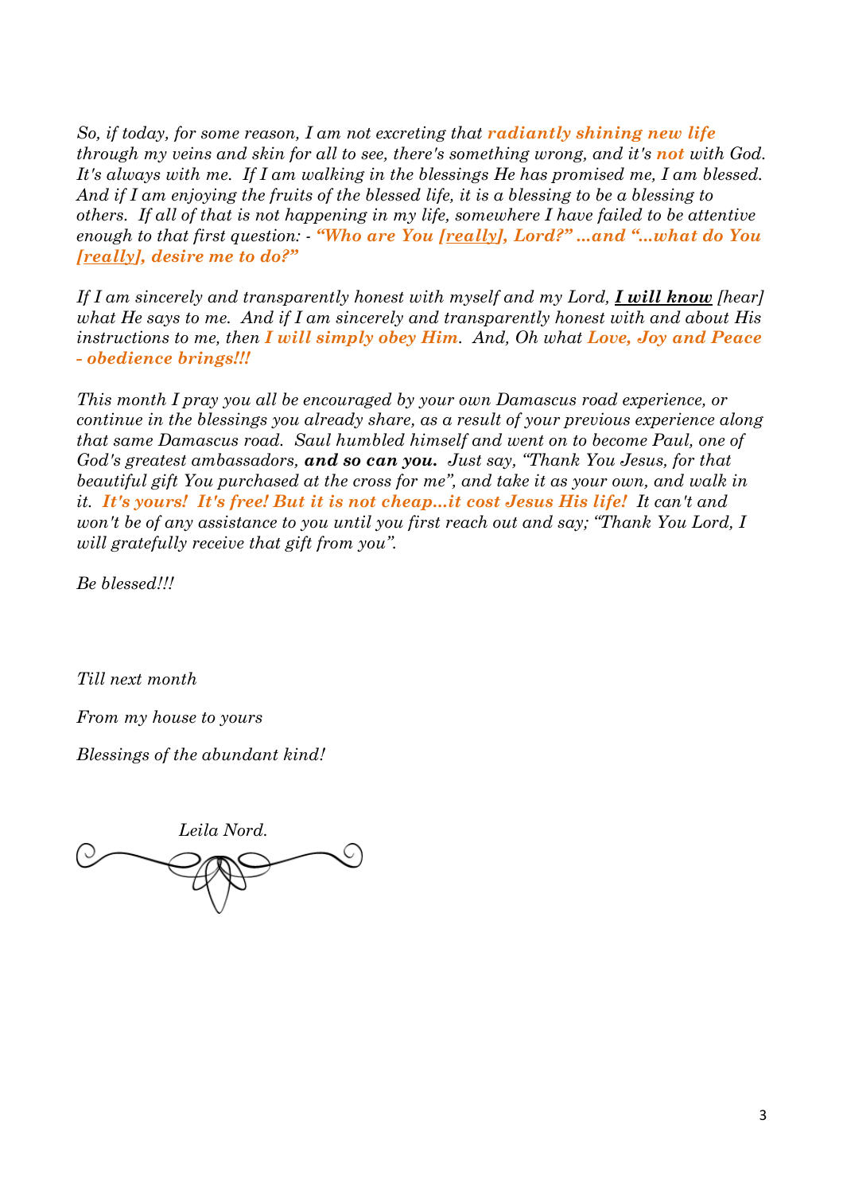*So, if today, for some reason, I am not excreting that **radiantly shining new life** through my veins and skin for all to see, there's something wrong, and it's **not** with God. It's always with me. If I am walking in the blessings He has promised me, I am blessed. And if I am enjoying the fruits of the blessed life, it is a blessing to be a blessing to others. If all of that is not happening in my life, somewhere I have failed to be attentive enough to that first question: - **"Who are You [<u>really</u>], Lord?" …and "…what do You [<u>really</u>], desire me to do?"***

*If I am sincerely and transparently honest with myself and my Lord, **<u>I will know</u>** [hear] what He says to me. And if I am sincerely and transparently honest with and about His instructions to me, then **I will simply obey Him**. And, Oh what **Love, Joy and Peace - obedience brings!!!***

*This month I pray you all be encouraged by your own Damascus road experience, or continue in the blessings you already share, as a result of your previous experience along that same Damascus road. Saul humbled himself and went on to become Paul, one of God's greatest ambassadors, **and so can you.** Just say, "Thank You Jesus, for that beautiful gift You purchased at the cross for me", and take it as your own, and walk in it. **It's yours! It's free! But it is not cheap…it cost Jesus His life!** It can't and won't be of any assistance to you until you first reach out and say; "Thank You Lord, I will gratefully receive that gift from you".*

*Be blessed!!!*

*Till next month*

*From my house to yours*

*Blessings of the abundant kind!*

*Leila Nord.*